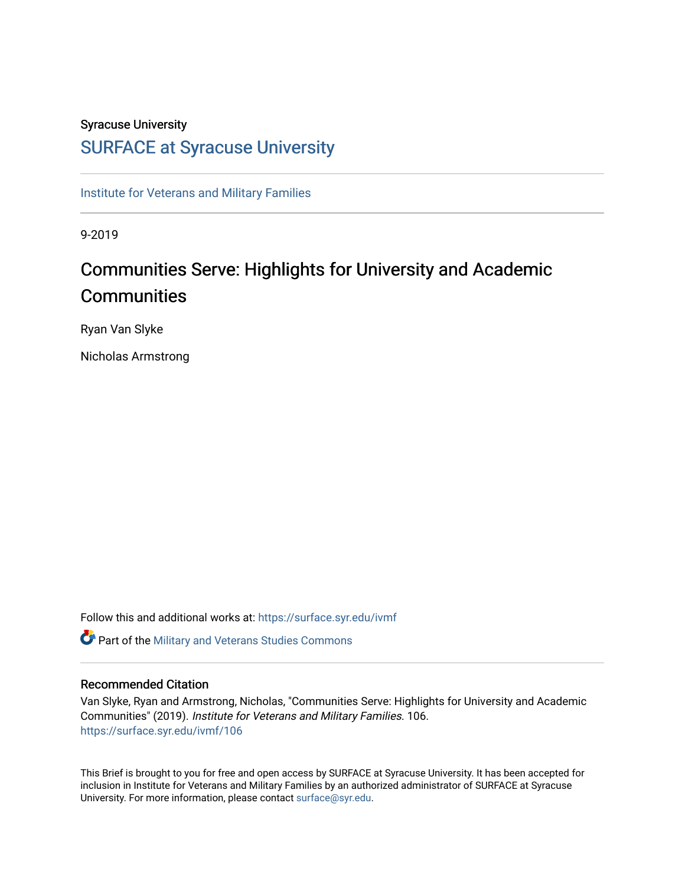Syracuse University

# SURFACE at Syracuse University

Institute for Veterans and Military Families

9-2019

## Communities Serve: Highlights for University and Academic Communities

Ryan Van Slyke

Nicholas Armstrong

Follow this and additional works at: https://surface.syr.edu/ivmf

Part of the Military and Veterans Studies Commons

### Recommended Citation

Van Slyke, Ryan and Armstrong, Nicholas, "Communities Serve: Highlights for University and Academic Communities" (2019). *Institute for Veterans and Military Families*. 106.
https://surface.syr.edu/ivmf/106

This Brief is brought to you for free and open access by SURFACE at Syracuse University. It has been accepted for inclusion in Institute for Veterans and Military Families by an authorized administrator of SURFACE at Syracuse University. For more information, please contact surface@syr.edu.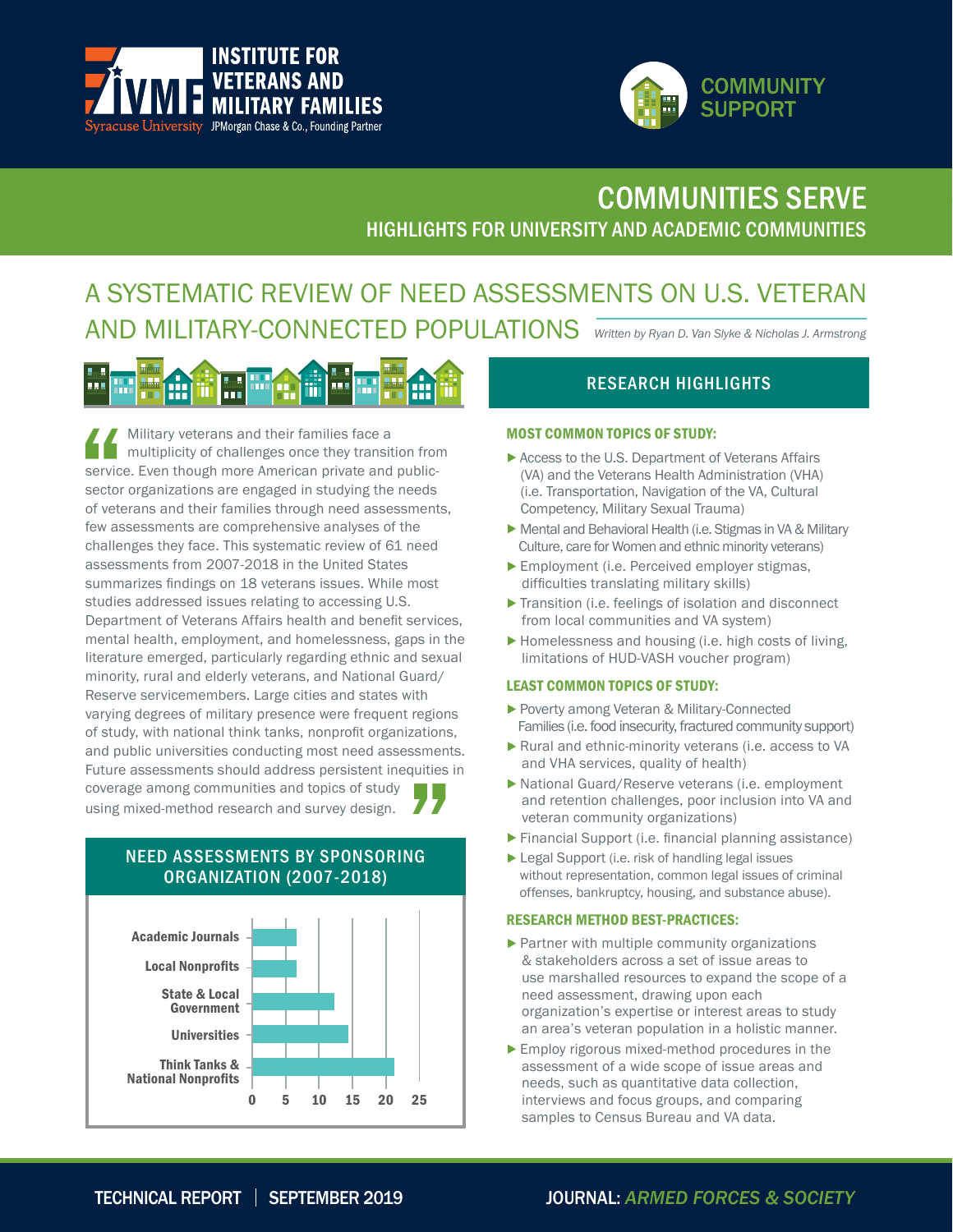INSTITUTE FOR VETERANS AND MILITARY FAMILIES

Syracuse University | JPMorgan Chase & Co., Founding Partner

COMMUNITY SUPPORT

# COMMUNITIES SERVE

## HIGHLIGHTS FOR UNIVERSITY AND ACADEMIC COMMUNITIES

# A SYSTEMATIC REVIEW OF NEED ASSESSMENTS ON U.S. VETERAN AND MILITARY-CONNECTED POPULATIONS

*Written by Ryan D. Van Slyke & Nicholas J. Armstrong*

"Military veterans and their families face a multiplicity of challenges once they transition from service. Even though more American private and public-sector organizations are engaged in studying the needs of veterans and their families through need assessments, few assessments are comprehensive analyses of the challenges they face. This systematic review of 61 need assessments from 2007-2018 in the United States summarizes findings on 18 veterans issues. While most studies addressed issues relating to accessing U.S. Department of Veterans Affairs health and benefit services, mental health, employment, and homelessness, gaps in the literature emerged, particularly regarding ethnic and sexual minority, rural and elderly veterans, and National Guard/Reserve servicemembers. Large cities and states with varying degrees of military presence were frequent regions of study, with national think tanks, nonprofit organizations, and public universities conducting most need assessments. Future assessments should address persistent inequities in coverage among communities and topics of study using mixed-method research and survey design."

### NEED ASSESSMENTS BY SPONSORING ORGANIZATION (2007-2018)

| Sponsoring Organization | Approx. Number |
|---|---|
| Academic Journals | 6.5 |
| Local Nonprofits | 6.5 |
| State & Local Government | 12 |
| Universities | 14 |
| Think Tanks & National Nonprofits | 21 |

### RESEARCH HIGHLIGHTS

#### MOST COMMON TOPICS OF STUDY:

- Access to the U.S. Department of Veterans Affairs (VA) and the Veterans Health Administration (VHA) (i.e. Transportation, Navigation of the VA, Cultural Competency, Military Sexual Trauma)
- Mental and Behavioral Health (i.e. Stigmas in VA & Military Culture, care for Women and ethnic minority veterans)
- Employment (i.e. Perceived employer stigmas, difficulties translating military skills)
- Transition (i.e. feelings of isolation and disconnect from local communities and VA system)
- Homelessness and housing (i.e. high costs of living, limitations of HUD-VASH voucher program)

#### LEAST COMMON TOPICS OF STUDY:

- Poverty among Veteran & Military-Connected Families (i.e. food insecurity, fractured community support)
- Rural and ethnic-minority veterans (i.e. access to VA and VHA services, quality of health)
- National Guard/Reserve veterans (i.e. employment and retention challenges, poor inclusion into VA and veteran community organizations)
- Financial Support (i.e. financial planning assistance)
- Legal Support (i.e. risk of handling legal issues without representation, common legal issues of criminal offenses, bankruptcy, housing, and substance abuse).

#### RESEARCH METHOD BEST-PRACTICES:

- Partner with multiple community organizations & stakeholders across a set of issue areas to use marshalled resources to expand the scope of a need assessment, drawing upon each organization's expertise or interest areas to study an area's veteran population in a holistic manner.
- Employ rigorous mixed-method procedures in the assessment of a wide scope of issue areas and needs, such as quantitative data collection, interviews and focus groups, and comparing samples to Census Bureau and VA data.

TECHNICAL REPORT | SEPTEMBER 2019

JOURNAL: *ARMED FORCES & SOCIETY*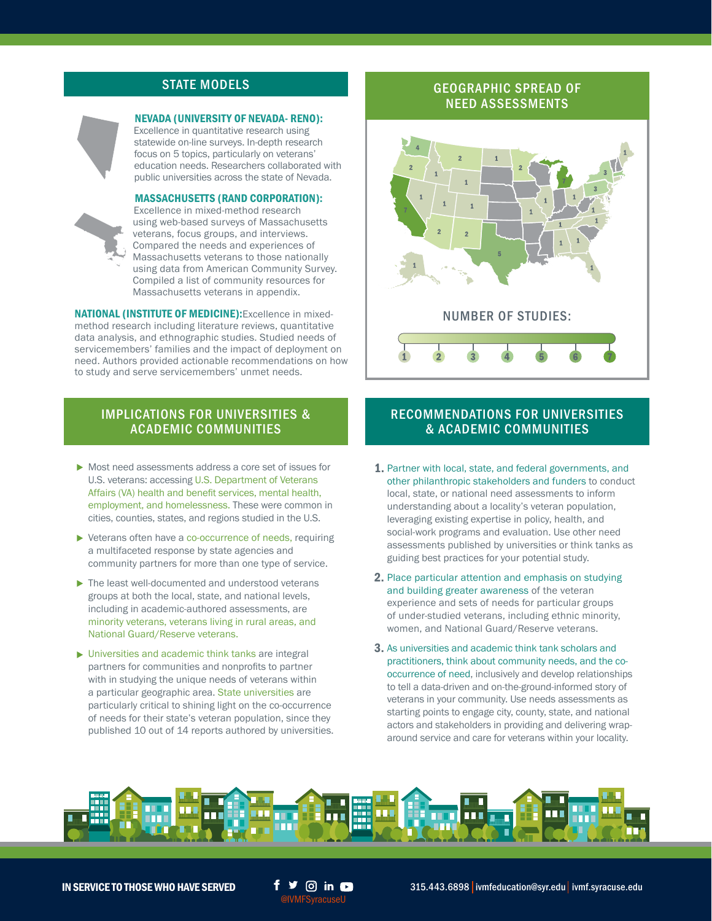## STATE MODELS

**NEVADA (UNIVERSITY OF NEVADA- RENO):** Excellence in quantitative research using statewide on-line surveys. In-depth research focus on 5 topics, particularly on veterans' education needs. Researchers collaborated with public universities across the state of Nevada.

**MASSACHUSETTS (RAND CORPORATION):** Excellence in mixed-method research using web-based surveys of Massachusetts veterans, focus groups, and interviews. Compared the needs and experiences of Massachusetts veterans to those nationally using data from American Community Survey. Compiled a list of community resources for Massachusetts veterans in appendix.

**NATIONAL (INSTITUTE OF MEDICINE):** Excellence in mixed-method research including literature reviews, quantitative data analysis, and ethnographic studies. Studied needs of servicemembers' families and the impact of deployment on need. Authors provided actionable recommendations on how to study and serve servicemembers' unmet needs.

## GEOGRAPHIC SPREAD OF NEED ASSESSMENTS

NUMBER OF STUDIES:

1 2 3 4 5 6 7

## IMPLICATIONS FOR UNIVERSITIES & ACADEMIC COMMUNITIES

- Most need assessments address a core set of issues for U.S. veterans: accessing U.S. Department of Veterans Affairs (VA) health and benefit services, mental health, employment, and homelessness. These were common in cities, counties, states, and regions studied in the U.S.
- Veterans often have a co-occurrence of needs, requiring a multifaceted response by state agencies and community partners for more than one type of service.
- The least well-documented and understood veterans groups at both the local, state, and national levels, including in academic-authored assessments, are minority veterans, veterans living in rural areas, and National Guard/Reserve veterans.
- Universities and academic think tanks are integral partners for communities and nonprofits to partner with in studying the unique needs of veterans within a particular geographic area. State universities are particularly critical to shining light on the co-occurrence of needs for their state's veteran population, since they published 10 out of 14 reports authored by universities.

## RECOMMENDATIONS FOR UNIVERSITIES & ACADEMIC COMMUNITIES

1. Partner with local, state, and federal governments, and other philanthropic stakeholders and funders to conduct local, state, or national need assessments to inform understanding about a locality's veteran population, leveraging existing expertise in policy, health, and social-work programs and evaluation. Use other need assessments published by universities or think tanks as guiding best practices for your potential study.
2. Place particular attention and emphasis on studying and building greater awareness of the veteran experience and sets of needs for particular groups of under-studied veterans, including ethnic minority, women, and National Guard/Reserve veterans.
3. As universities and academic think tank scholars and practitioners, think about community needs, and the co-occurrence of need, inclusively and develop relationships to tell a data-driven and on-the-ground-informed story of veterans in your community. Use needs assessments as starting points to engage city, county, state, and national actors and stakeholders in providing and delivering wrap-around service and care for veterans within your locality.

IN SERVICE TO THOSE WHO HAVE SERVED

@IVMFSyracuseU

315.443.6898 | ivmfeducation@syr.edu | ivmf.syracuse.edu